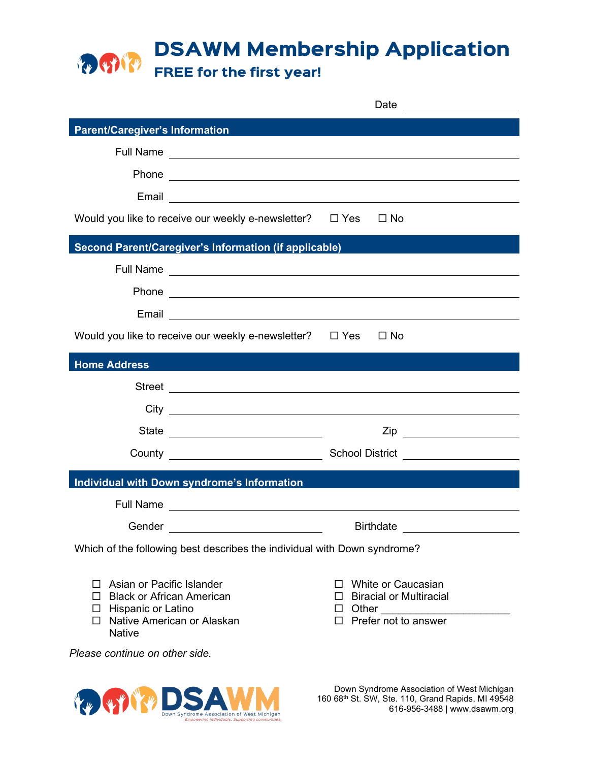# DSAWM Membership Application

## FREE for the first year!

Date ____________________

## Parent/Caregiver's Information

Full Name ________________________________________

Phone ________________________________________

Email ________________________________________

Would you like to receive our weekly e-newsletter? ☐ Yes ☐ No

## Second Parent/Caregiver's Information (if applicable)

Full Name ________________________________________

Phone ________________________________________

Email ________________________________________

Would you like to receive our weekly e-newsletter? ☐ Yes ☐ No

## Home Address

Street ________________________________________

City ________________________________________

State ____________________ Zip ____________________

County ____________________ School District ____________________

## Individual with Down syndrome's Information

Full Name ________________________________________

Gender ____________________ Birthdate ____________________

Which of the following best describes the individual with Down syndrome?

- ☐ Asian or Pacific Islander
- ☐ Black or African American
- ☐ Hispanic or Latino
- ☐ Native American or Alaskan Native
- ☐ White or Caucasian
- ☐ Biracial or Multiracial
- ☐ Other ____________________
- ☐ Prefer not to answer

*Please continue on other side.*

DSAWM
Down Syndrome Association of West Michigan
*Empowering individuals. Supporting communities.*

Down Syndrome Association of West Michigan
160 68th St. SW, Ste. 110, Grand Rapids, MI 49548
616-956-3488 | www.dsawm.org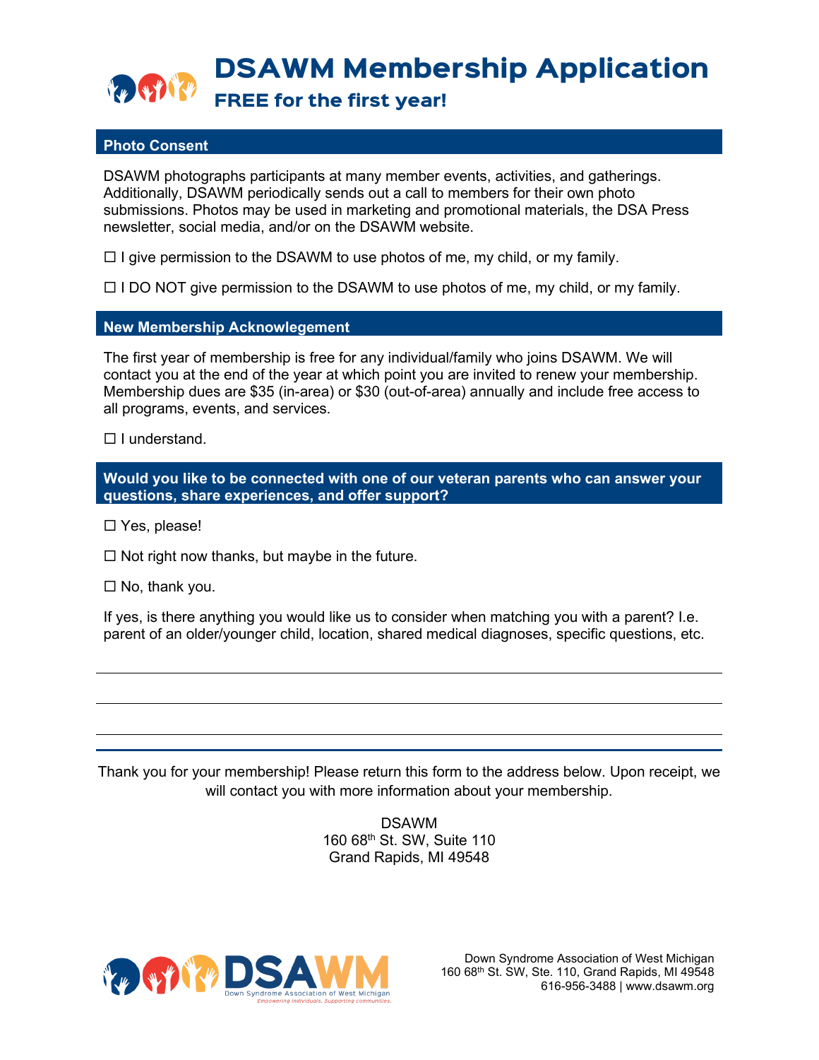# DSAWM Membership Application

## FREE for the first year!

### Photo Consent

DSAWM photographs participants at many member events, activities, and gatherings. Additionally, DSAWM periodically sends out a call to members for their own photo submissions. Photos may be used in marketing and promotional materials, the DSA Press newsletter, social media, and/or on the DSAWM website.

☐ I give permission to the DSAWM to use photos of me, my child, or my family.

☐ I DO NOT give permission to the DSAWM to use photos of me, my child, or my family.

### New Membership Acknowlegement

The first year of membership is free for any individual/family who joins DSAWM. We will contact you at the end of the year at which point you are invited to renew your membership. Membership dues are $35 (in-area) or $30 (out-of-area) annually and include free access to all programs, events, and services.

☐ I understand.

### Would you like to be connected with one of our veteran parents who can answer your questions, share experiences, and offer support?

☐ Yes, please!

☐ Not right now thanks, but maybe in the future.

☐ No, thank you.

If yes, is there anything you would like us to consider when matching you with a parent? I.e. parent of an older/younger child, location, shared medical diagnoses, specific questions, etc.

______________________________________________________________________

______________________________________________________________________

______________________________________________________________________

Thank you for your membership! Please return this form to the address below. Upon receipt, we will contact you with more information about your membership.

DSAWM
160 68th St. SW, Suite 110
Grand Rapids, MI 49548

DSAWM
Down Syndrome Association of West Michigan
*Empowering individuals. Supporting communities.*

Down Syndrome Association of West Michigan
160 68th St. SW, Ste. 110, Grand Rapids, MI 49548
616-956-3488 | www.dsawm.org